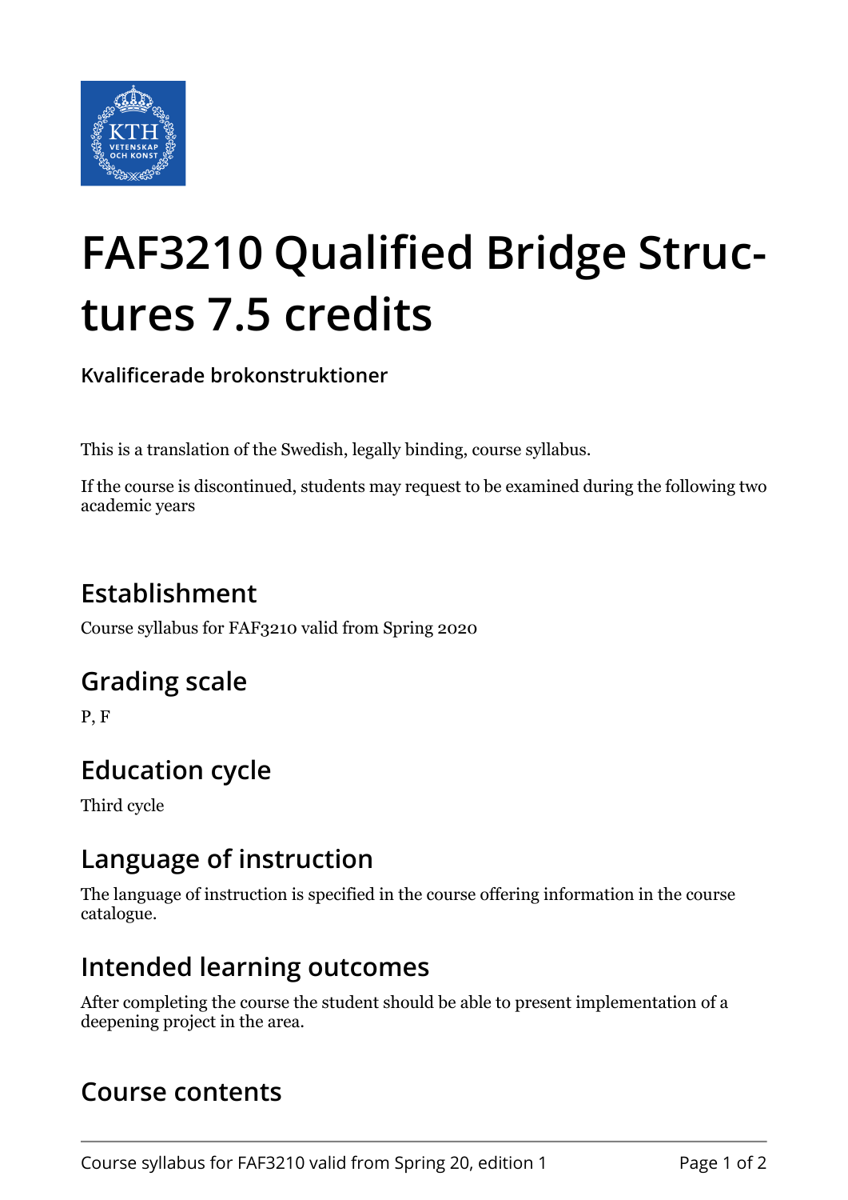# FAF3210 Qualified Bridge Structures 7.5 credits

**Kvalificerade brokonstruktioner**

This is a translation of the Swedish, legally binding, course syllabus.

If the course is discontinued, students may request to be examined during the following two academic years

## Establishment

Course syllabus for FAF3210 valid from Spring 2020

## Grading scale

P, F

## Education cycle

Third cycle

## Language of instruction

The language of instruction is specified in the course offering information in the course catalogue.

## Intended learning outcomes

After completing the course the student should be able to present implementation of a deepening project in the area.

## Course contents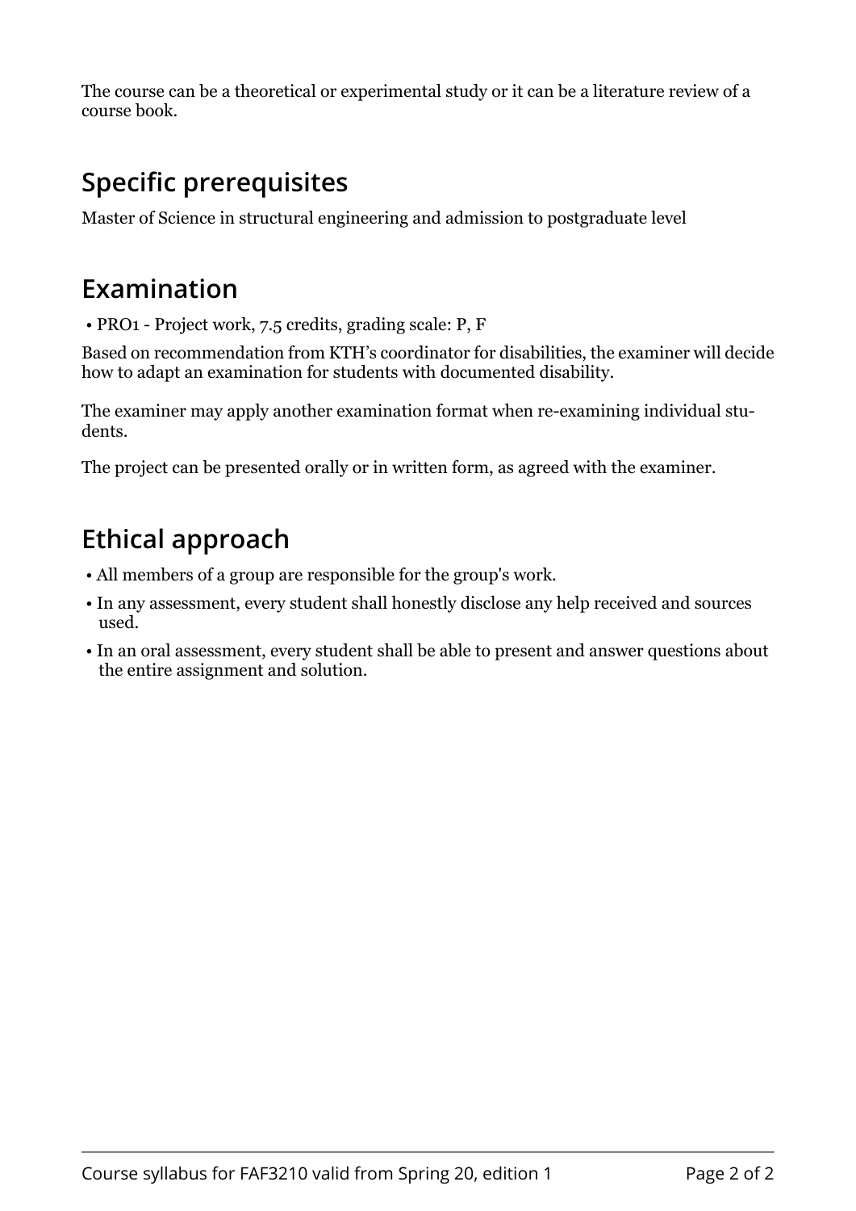The course can be a theoretical or experimental study or it can be a literature review of a course book.

## Specific prerequisites

Master of Science in structural engineering and admission to postgraduate level

## Examination

- PRO1 - Project work, 7.5 credits, grading scale: P, F

Based on recommendation from KTH's coordinator for disabilities, the examiner will decide how to adapt an examination for students with documented disability.

The examiner may apply another examination format when re-examining individual students.

The project can be presented orally or in written form, as agreed with the examiner.

## Ethical approach

- All members of a group are responsible for the group's work.
- In any assessment, every student shall honestly disclose any help received and sources used.
- In an oral assessment, every student shall be able to present and answer questions about the entire assignment and solution.